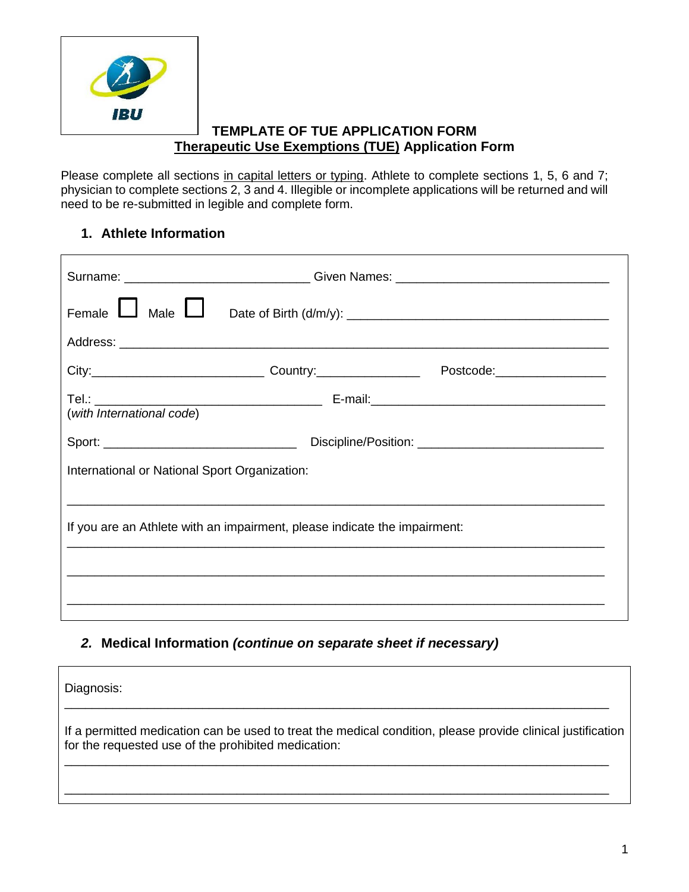IBU

**TEMPLATE OF TUE APPLICATION FORM**

## Therapeutic Use Exemptions (TUE) Application Form

Please complete all sections in capital letters or typing. Athlete to complete sections 1, 5, 6 and 7; physician to complete sections 2, 3 and 4. Illegible or incomplete applications will be returned and will need to be re-submitted in legible and complete form.

### 1. Athlete Information

Surname: ______________________ Given Names: ______________________

Female ☐ Male ☐ Date of Birth (d/m/y): ______________________

Address: ______________________________________________

City: __________________ Country: ______________ Postcode: ______________

Tel.: ______________________ E-mail: ______________________
(*with International code*)

Sport: ______________________ Discipline/Position: ______________________

International or National Sport Organization:

______________________________________________

If you are an Athlete with an impairment, please indicate the impairment:

______________________________________________

______________________________________________

______________________________________________

### *2.* Medical Information *(continue on separate sheet if necessary)*

Diagnosis:

______________________________________________

If a permitted medication can be used to treat the medical condition, please provide clinical justification for the requested use of the prohibited medication:

______________________________________________

______________________________________________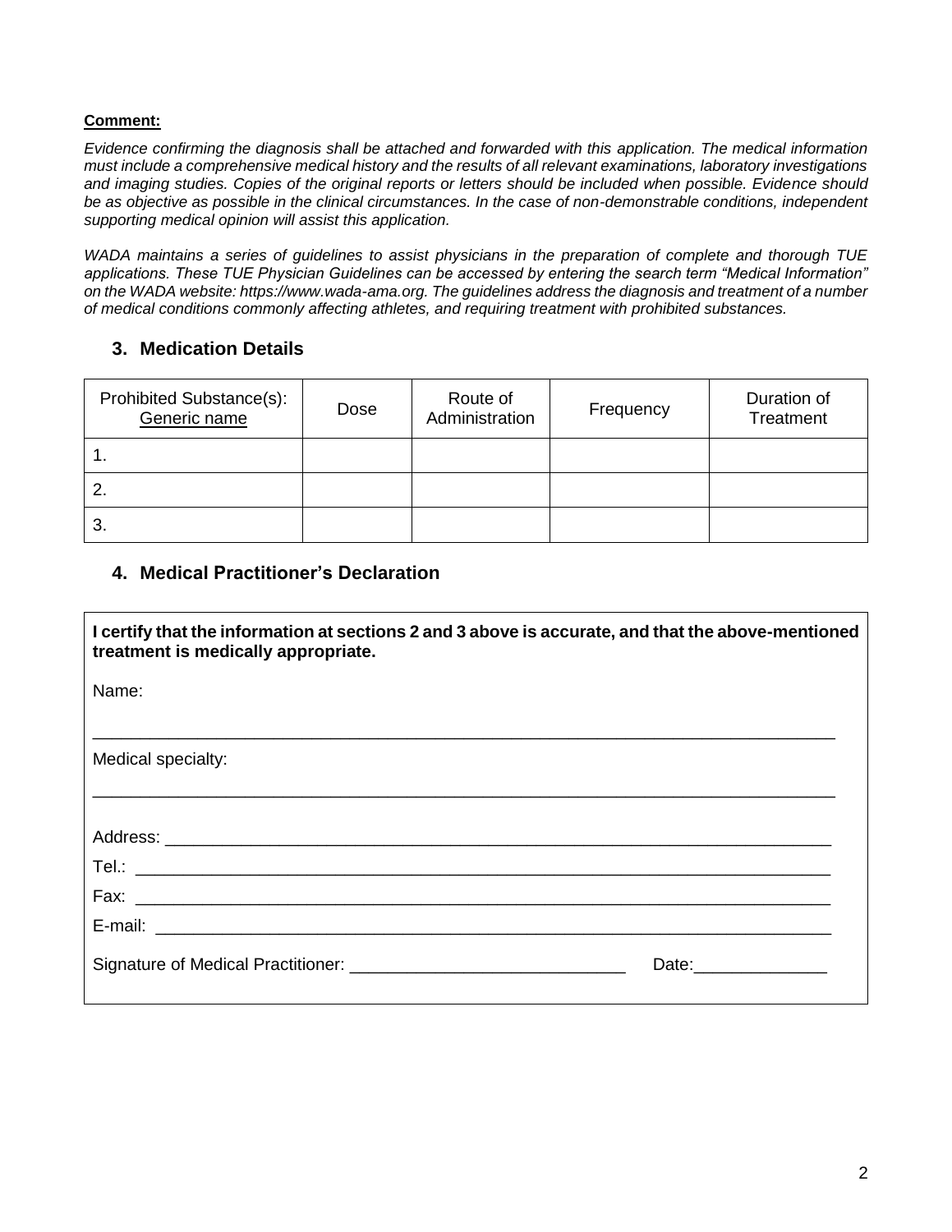**Comment:**

*Evidence confirming the diagnosis shall be attached and forwarded with this application. The medical information must include a comprehensive medical history and the results of all relevant examinations, laboratory investigations and imaging studies. Copies of the original reports or letters should be included when possible. Evidence should be as objective as possible in the clinical circumstances. In the case of non-demonstrable conditions, independent supporting medical opinion will assist this application.*

*WADA maintains a series of guidelines to assist physicians in the preparation of complete and thorough TUE applications. These TUE Physician Guidelines can be accessed by entering the search term "Medical Information" on the WADA website: https://www.wada-ama.org. The guidelines address the diagnosis and treatment of a number of medical conditions commonly affecting athletes, and requiring treatment with prohibited substances.*

## 3. Medication Details

| Prohibited Substance(s): Generic name | Dose | Route of Administration | Frequency | Duration of Treatment |
|---|---|---|---|---|
| 1. | | | | |
| 2. | | | | |
| 3. | | | | |

## 4. Medical Practitioner's Declaration

**I certify that the information at sections 2 and 3 above is accurate, and that the above-mentioned treatment is medically appropriate.**

Name:

_______________________________________________________________________________

Medical specialty:

_______________________________________________________________________________

Address: _______________________________________________________________________

Tel.: ___________________________________________________________________________

Fax: ___________________________________________________________________________

E-mail: _________________________________________________________________________

Signature of Medical Practitioner: _____________________________ Date:______________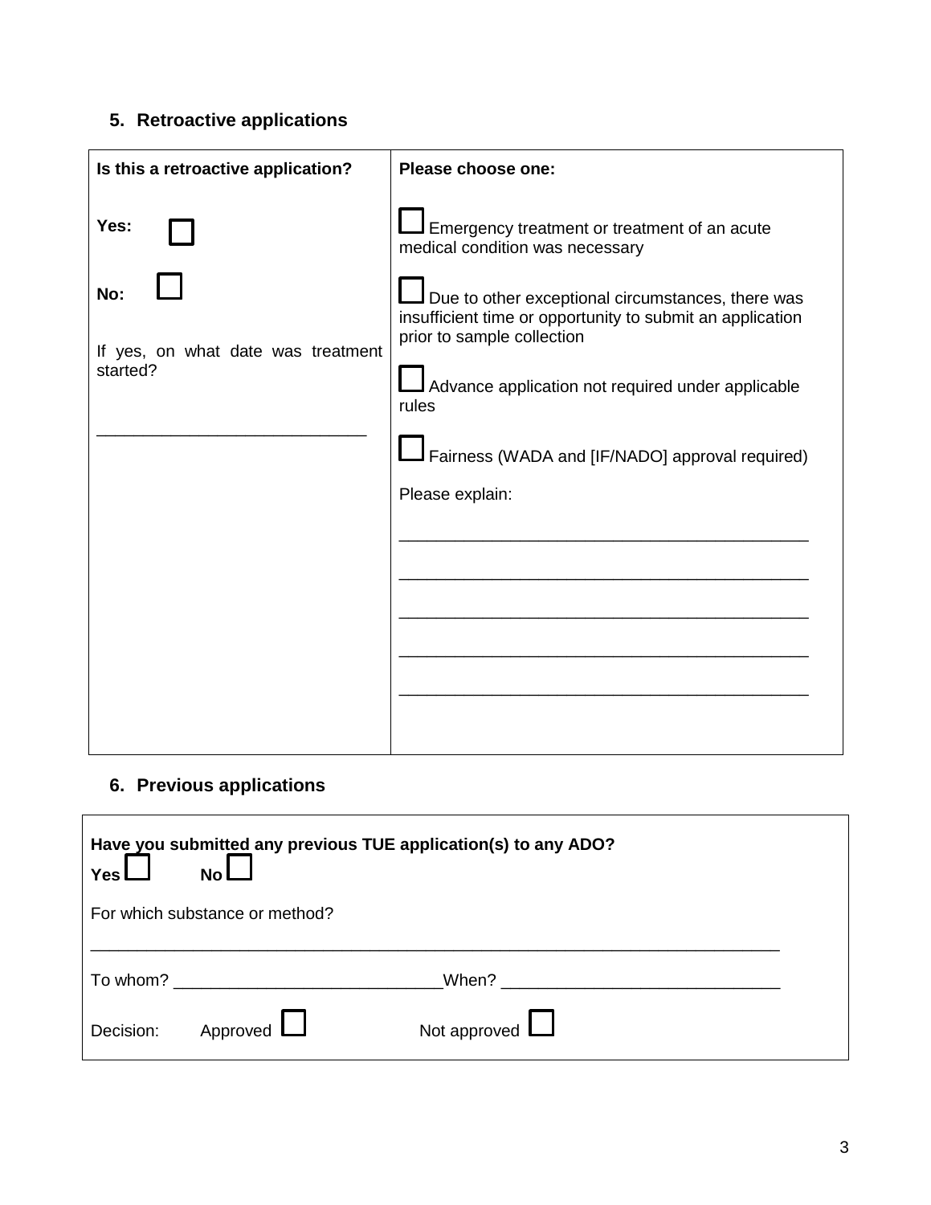## 5. Retroactive applications

| Is this a retroactive application? | Please choose one: |
|---|---|
| Yes: ☐<br><br>No: ☐<br><br>If yes, on what date was treatment started?<br><br>______________________________ | ☐ Emergency treatment or treatment of an acute medical condition was necessary<br><br>☐ Due to other exceptional circumstances, there was insufficient time or opportunity to submit an application prior to sample collection<br><br>☐ Advance application not required under applicable rules<br><br>☐ Fairness (WADA and [IF/NADO] approval required)<br><br>Please explain:<br><br>______________________________________________<br>______________________________________________<br>______________________________________________<br>______________________________________________<br>______________________________________________ |

## 6. Previous applications

**Have you submitted any previous TUE application(s) to any ADO?**

**Yes** ☐ **No** ☐

For which substance or method?

______________________________________________________________________________

To whom? ______________________________ When? ______________________________

Decision: Approved ☐ Not approved ☐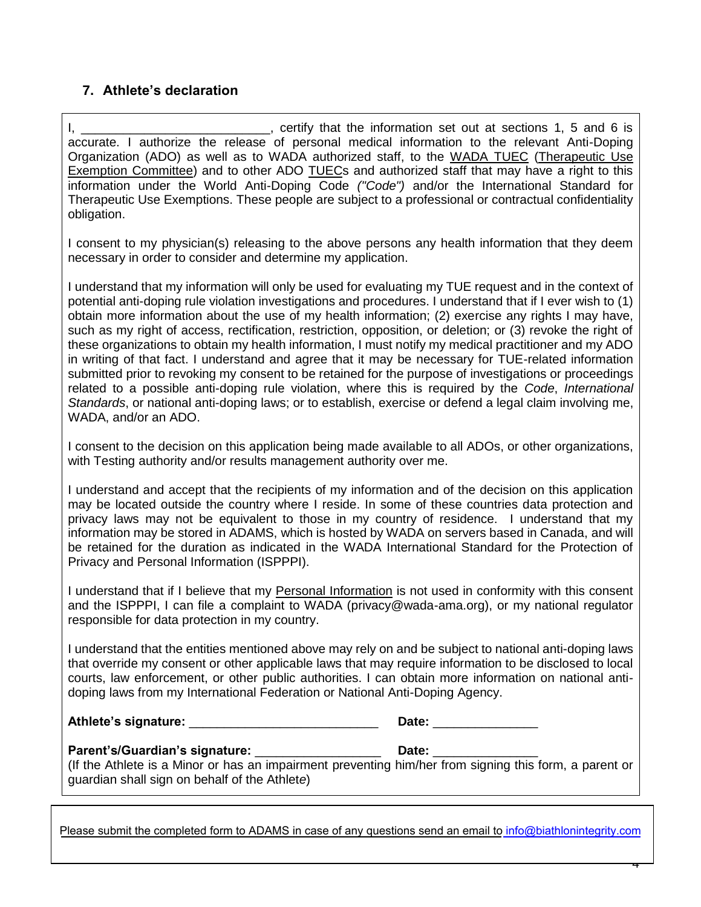## 7. Athlete's declaration

I, ___________________________, certify that the information set out at sections 1, 5 and 6 is accurate. I authorize the release of personal medical information to the relevant Anti-Doping Organization (ADO) as well as to WADA authorized staff, to the WADA TUEC (Therapeutic Use Exemption Committee) and to other ADO TUECs and authorized staff that may have a right to this information under the World Anti-Doping Code *("Code")* and/or the International Standard for Therapeutic Use Exemptions. These people are subject to a professional or contractual confidentiality obligation.

I consent to my physician(s) releasing to the above persons any health information that they deem necessary in order to consider and determine my application.

I understand that my information will only be used for evaluating my TUE request and in the context of potential anti-doping rule violation investigations and procedures. I understand that if I ever wish to (1) obtain more information about the use of my health information; (2) exercise any rights I may have, such as my right of access, rectification, restriction, opposition, or deletion; or (3) revoke the right of these organizations to obtain my health information, I must notify my medical practitioner and my ADO in writing of that fact. I understand and agree that it may be necessary for TUE-related information submitted prior to revoking my consent to be retained for the purpose of investigations or proceedings related to a possible anti-doping rule violation, where this is required by the *Code*, *International Standards*, or national anti-doping laws; or to establish, exercise or defend a legal claim involving me, WADA, and/or an ADO.

I consent to the decision on this application being made available to all ADOs, or other organizations, with Testing authority and/or results management authority over me.

I understand and accept that the recipients of my information and of the decision on this application may be located outside the country where I reside. In some of these countries data protection and privacy laws may not be equivalent to those in my country of residence. I understand that my information may be stored in ADAMS, which is hosted by WADA on servers based in Canada, and will be retained for the duration as indicated in the WADA International Standard for the Protection of Privacy and Personal Information (ISPPPI).

I understand that if I believe that my Personal Information is not used in conformity with this consent and the ISPPPI, I can file a complaint to WADA (privacy@wada-ama.org), or my national regulator responsible for data protection in my country.

I understand that the entities mentioned above may rely on and be subject to national anti-doping laws that override my consent or other applicable laws that may require information to be disclosed to local courts, law enforcement, or other public authorities. I can obtain more information on national anti-doping laws from my International Federation or National Anti-Doping Agency.

**Athlete's signature:** ___________________________ **Date:** _______________

**Parent's/Guardian's signature:** __________________ **Date:** _______________

(If the Athlete is a Minor or has an impairment preventing him/her from signing this form, a parent or guardian shall sign on behalf of the Athlete)

Please submit the completed form to ADAMS in case of any questions send an email to info@biathlonintegrity.com